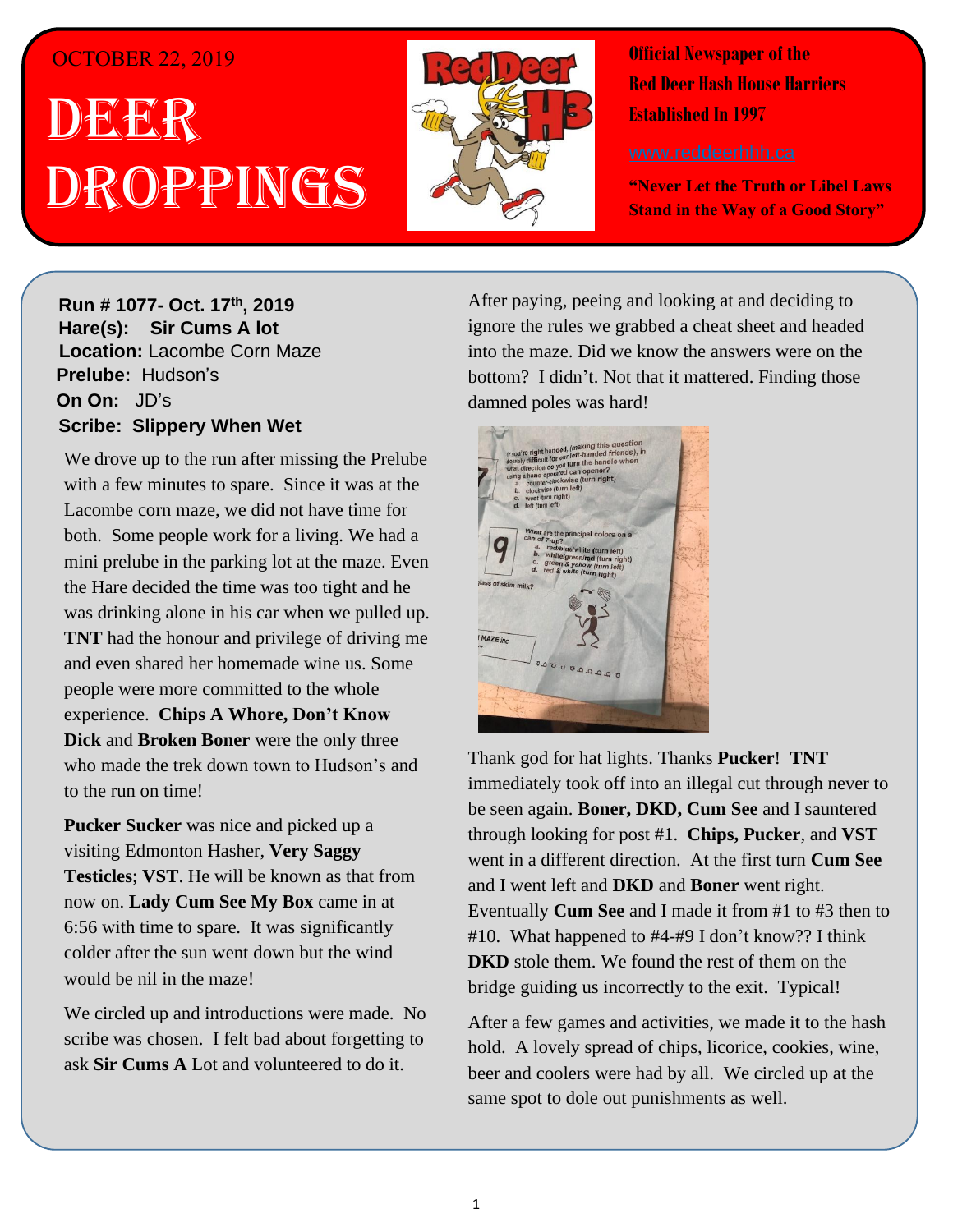OCTOBER 22, 2019

# Deer Droppings

**Official Newspaper of the Red Deer Hash House Harriers Established In 1997**

www.reddeerhhh.ca

**"Never Let the Truth or Libel Laws Stand in the Way of a Good Story"**

**Run # 1077- Oct. 17th, 2019**
**Hare(s): Sir Cums A lot**
**Location:** Lacombe Corn Maze
**Prelube:** Hudson's
**On On:** JD's
**Scribe: Slippery When Wet**

We drove up to the run after missing the Prelube with a few minutes to spare. Since it was at the Lacombe corn maze, we did not have time for both. Some people work for a living. We had a mini prelube in the parking lot at the maze. Even the Hare decided the time was too tight and he was drinking alone in his car when we pulled up. **TNT** had the honour and privilege of driving me and even shared her homemade wine us. Some people were more committed to the whole experience. **Chips A Whore, Don't Know Dick** and **Broken Boner** were the only three who made the trek down town to Hudson's and to the run on time!

**Pucker Sucker** was nice and picked up a visiting Edmonton Hasher, **Very Saggy Testicles**; **VST**. He will be known as that from now on. **Lady Cum See My Box** came in at 6:56 with time to spare. It was significantly colder after the sun went down but the wind would be nil in the maze!

We circled up and introductions were made. No scribe was chosen. I felt bad about forgetting to ask **Sir Cums A** Lot and volunteered to do it.

After paying, peeing and looking at and deciding to ignore the rules we grabbed a cheat sheet and headed into the maze. Did we know the answers were on the bottom? I didn't. Not that it mattered. Finding those damned poles was hard!

Thank god for hat lights. Thanks **Pucker**! **TNT** immediately took off into an illegal cut through never to be seen again. **Boner, DKD, Cum See** and I sauntered through looking for post #1. **Chips, Pucker**, and **VST** went in a different direction. At the first turn **Cum See** and I went left and **DKD** and **Boner** went right. Eventually **Cum See** and I made it from #1 to #3 then to #10. What happened to #4-#9 I don't know?? I think **DKD** stole them. We found the rest of them on the bridge guiding us incorrectly to the exit. Typical!

After a few games and activities, we made it to the hash hold. A lovely spread of chips, licorice, cookies, wine, beer and coolers were had by all. We circled up at the same spot to dole out punishments as well.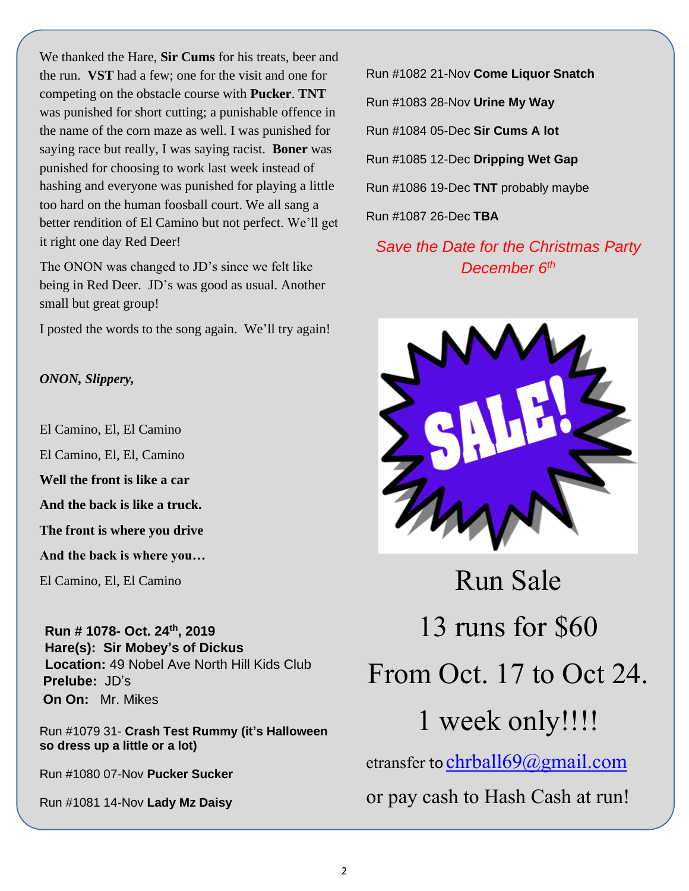We thanked the Hare, **Sir Cums** for his treats, beer and the run. **VST** had a few; one for the visit and one for competing on the obstacle course with **Pucker**. **TNT** was punished for short cutting; a punishable offence in the name of the corn maze as well. I was punished for saying race but really, I was saying racist. **Boner** was punished for choosing to work last week instead of hashing and everyone was punished for playing a little too hard on the human foosball court. We all sang a better rendition of El Camino but not perfect. We'll get it right one day Red Deer!

The ONON was changed to JD's since we felt like being in Red Deer. JD's was good as usual. Another small but great group!

I posted the words to the song again. We'll try again!

***ONON, Slippery,***

El Camino, El, El Camino

El Camino, El, El, Camino

**Well the front is like a car**

**And the back is like a truck.**

**The front is where you drive**

**And the back is where you…**

El Camino, El, El Camino

**Run # 1078- Oct. 24th, 2019**
**Hare(s): Sir Mobey's of Dickus**
**Location:** 49 Nobel Ave North Hill Kids Club
**Prelube:** JD's
**On On:** Mr. Mikes

Run #1079 31- **Crash Test Rummy (it's Halloween so dress up a little or a lot)**

Run #1080 07-Nov **Pucker Sucker**

Run #1081 14-Nov **Lady Mz Daisy**

Run #1082 21-Nov **Come Liquor Snatch**

Run #1083 28-Nov **Urine My Way**

Run #1084 05-Dec **Sir Cums A lot**

Run #1085 12-Dec **Dripping Wet Gap**

Run #1086 19-Dec **TNT** probably maybe

Run #1087 26-Dec **TBA**

*Save the Date for the Christmas Party December 6th*

SALE!

Run Sale

13 runs for $60

From Oct. 17 to Oct 24.

1 week only!!!!

etransfer to chrball69@gmail.com

or pay cash to Hash Cash at run!